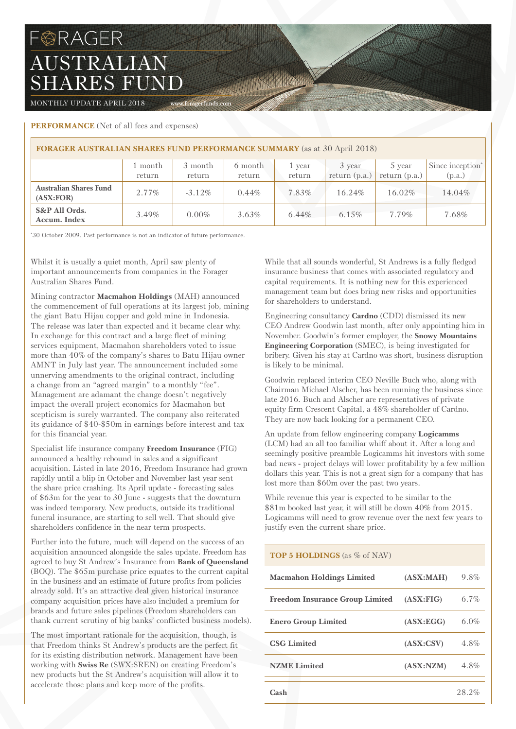# FORAGER AUSTRALIAN SHARES FUND

MONTHLY UPDATE APRIL 2018 www.foragerfunds.com

**PERFORMANCE** (Net of all fees and expenses)

**FORAGER AUSTRALIAN SHARES FUND PERFORMANCE SUMMARY** (as at 30 April 2018)

| | 1 month return | 3 month return | 6 month return | 1 year return | 3 year return (p.a.) | 5 year return (p.a.) | Since inception* (p.a.) |
|---|---|---|---|---|---|---|---|
| **Australian Shares Fund (ASX:FOR)** | 2.77% | -3.12% | 0.44% | 7.83% | 16.24% | 16.02% | 14.04% |
| **S&P All Ords. Accum. Index** | 3.49% | 0.00% | 3.63% | 6.44% | 6.15% | 7.79% | 7.68% |

*30 October 2009. Past performance is not an indicator of future performance.

Whilst it is usually a quiet month, April saw plenty of important announcements from companies in the Forager Australian Shares Fund.

Mining contractor **Macmahon Holdings** (MAH) announced the commencement of full operations at its largest job, mining the giant Batu Hijau copper and gold mine in Indonesia. The release was later than expected and it became clear why. In exchange for this contract and a large fleet of mining services equipment, Macmahon shareholders voted to issue more than 40% of the company's shares to Batu Hijau owner AMNT in July last year. The announcement included some unnerving amendments to the original contract, including a change from an "agreed margin" to a monthly "fee". Management are adamant the change doesn't negatively impact the overall project economics for Macmahon but scepticism is surely warranted. The company also reiterated its guidance of $40-$50m in earnings before interest and tax for this financial year.

Specialist life insurance company **Freedom Insurance** (FIG) announced a healthy rebound in sales and a significant acquisition. Listed in late 2016, Freedom Insurance had grown rapidly until a blip in October and November last year sent the share price crashing. Its April update - forecasting sales of $63m for the year to 30 June - suggests that the downturn was indeed temporary. New products, outside its traditional funeral insurance, are starting to sell well. That should give shareholders confidence in the near term prospects.

Further into the future, much will depend on the success of an acquisition announced alongside the sales update. Freedom has agreed to buy St Andrew's Insurance from **Bank of Queensland** (BOQ). The $65m purchase price equates to the current capital in the business and an estimate of future profits from policies already sold. It's an attractive deal given historical insurance company acquisition prices have also included a premium for brands and future sales pipelines (Freedom shareholders can thank current scrutiny of big banks' conflicted business models).

The most important rationale for the acquisition, though, is that Freedom thinks St Andrew's products are the perfect fit for its existing distribution network. Management have been working with **Swiss Re** (SWX:SREN) on creating Freedom's new products but the St Andrew's acquisition will allow it to accelerate those plans and keep more of the profits.

While that all sounds wonderful, St Andrews is a fully fledged insurance business that comes with associated regulatory and capital requirements. It is nothing new for this experienced management team but does bring new risks and opportunities for shareholders to understand.

Engineering consultancy **Cardno** (CDD) dismissed its new CEO Andrew Goodwin last month, after only appointing him in November. Goodwin's former employer, the **Snowy Mountains Engineering Corporation** (SMEC), is being investigated for bribery. Given his stay at Cardno was short, business disruption is likely to be minimal.

Goodwin replaced interim CEO Neville Buch who, along with Chairman Michael Alscher, has been running the business since late 2016. Buch and Alscher are representatives of private equity firm Crescent Capital, a 48% shareholder of Cardno. They are now back looking for a permanent CEO.

An update from fellow engineering company **Logicamms** (LCM) had an all too familiar whiff about it. After a long and seemingly positive preamble Logicamms hit investors with some bad news - project delays will lower profitability by a few million dollars this year. This is not a great sign for a company that has lost more than $60m over the past two years.

While revenue this year is expected to be similar to the $81m booked last year, it will still be down 40% from 2015. Logicamms will need to grow revenue over the next few years to justify even the current share price.

**TOP 5 HOLDINGS** (as % of NAV)

| | | |
|---|---|---|
| **Macmahon Holdings Limited** | **(ASX:MAH)** | 9.8% |
| **Freedom Insurance Group Limited** | **(ASX:FIG)** | 6.7% |
| **Enero Group Limited** | **(ASX:EGG)** | 6.0% |
| **CSG Limited** | **(ASX:CSV)** | 4.8% |
| **NZME Limited** | **(ASX:NZM)** | 4.8% |
| **Cash** | | 28.2% |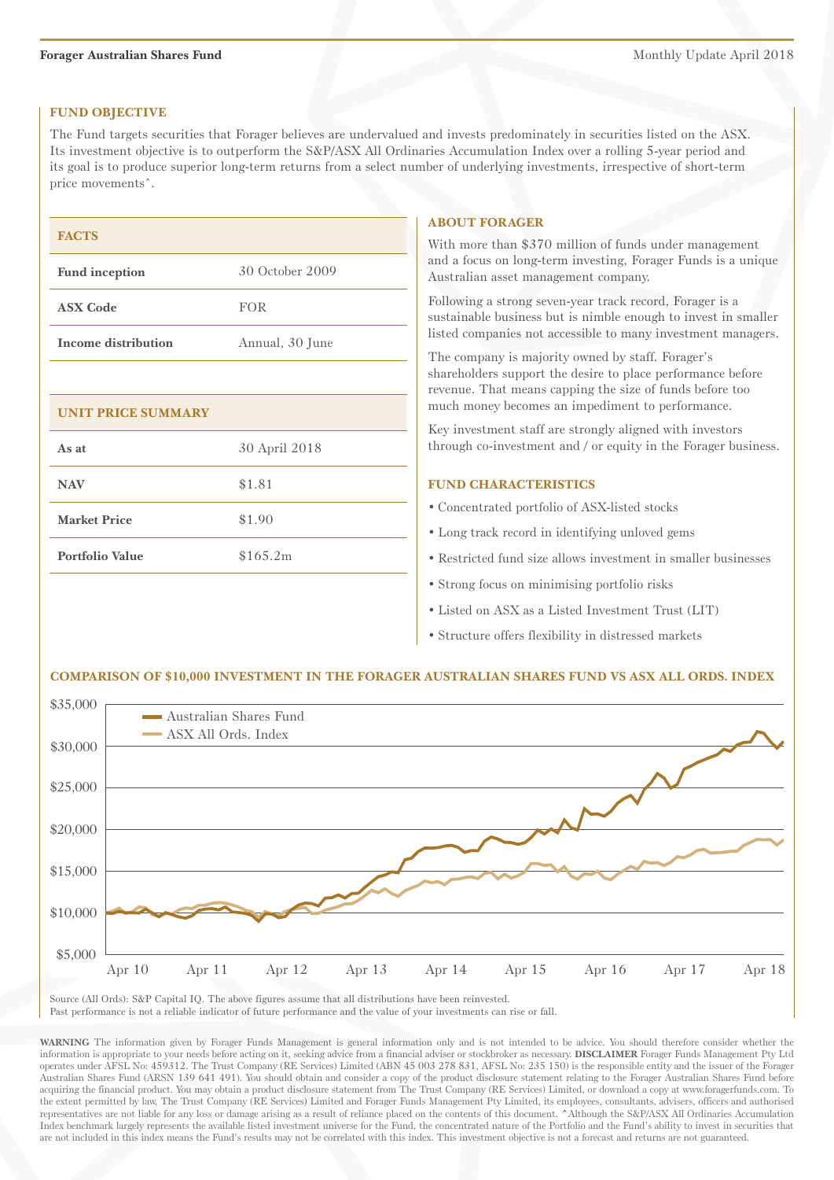## FUND OBJECTIVE

The Fund targets securities that Forager believes are undervalued and invests predominately in securities listed on the ASX. Its investment objective is to outperform the S&P/ASX All Ordinaries Accumulation Index over a rolling 5-year period and its goal is to produce superior long-term returns from a select number of underlying investments, irrespective of short-term price movements^.

| FACTS | |
|---|---|
| **Fund inception** | 30 October 2009 |
| **ASX Code** | FOR |
| **Income distribution** | Annual, 30 June |

| UNIT PRICE SUMMARY | |
|---|---|
| **As at** | 30 April 2018 |
| **NAV** | $1.81 |
| **Market Price** | $1.90 |
| **Portfolio Value** | $165.2m |

## ABOUT FORAGER

With more than $370 million of funds under management and a focus on long-term investing, Forager Funds is a unique Australian asset management company.

Following a strong seven-year track record, Forager is a sustainable business but is nimble enough to invest in smaller listed companies not accessible to many investment managers.

The company is majority owned by staff. Forager's shareholders support the desire to place performance before revenue. That means capping the size of funds before too much money becomes an impediment to performance.

Key investment staff are strongly aligned with investors through co-investment and / or equity in the Forager business.

## FUND CHARACTERISTICS

- Concentrated portfolio of ASX-listed stocks
- Long track record in identifying unloved gems
- Restricted fund size allows investment in smaller businesses
- Strong focus on minimising portfolio risks
- Listed on ASX as a Listed Investment Trust (LIT)
- Structure offers flexibility in distressed markets

## COMPARISON OF $10,000 INVESTMENT IN THE FORAGER AUSTRALIAN SHARES FUND VS ASX ALL ORDS. INDEX

Australian Shares Fund
ASX All Ords. Index

$35,000
$30,000
$25,000
$20,000
$15,000
$10,000
$5,000

Apr 10 Apr 11 Apr 12 Apr 13 Apr 14 Apr 15 Apr 16 Apr 17 Apr 18

Source (All Ords): S&P Capital IQ. The above figures assume that all distributions have been reinvested.
Past performance is not a reliable indicator of future performance and the value of your investments can rise or fall.

**WARNING** The information given by Forager Funds Management is general information only and is not intended to be advice. You should therefore consider whether the information is appropriate to your needs before acting on it, seeking advice from a financial adviser or stockbroker as necessary. **DISCLAIMER** Forager Funds Management Pty Ltd operates under AFSL No: 459312. The Trust Company (RE Services) Limited (ABN 45 003 278 831, AFSL No: 235 150) is the responsible entity and the issuer of the Forager Australian Shares Fund (ARSN 139 641 491). You should obtain and consider a copy of the product disclosure statement relating to the Forager Australian Shares Fund before acquiring the financial product. You may obtain a product disclosure statement from The Trust Company (RE Services) Limited, or download a copy at www.foragerfunds.com. To the extent permitted by law, The Trust Company (RE Services) Limited and Forager Funds Management Pty Limited, its employees, consultants, advisers, officers and authorised representatives are not liable for any loss or damage arising as a result of reliance placed on the contents of this document. ^Although the S&P/ASX All Ordinaries Accumulation Index benchmark largely represents the available listed investment universe for the Fund, the concentrated nature of the Portfolio and the Fund's ability to invest in securities that are not included in this index means the Fund's results may not be correlated with this index. This investment objective is not a forecast and returns are not guaranteed.